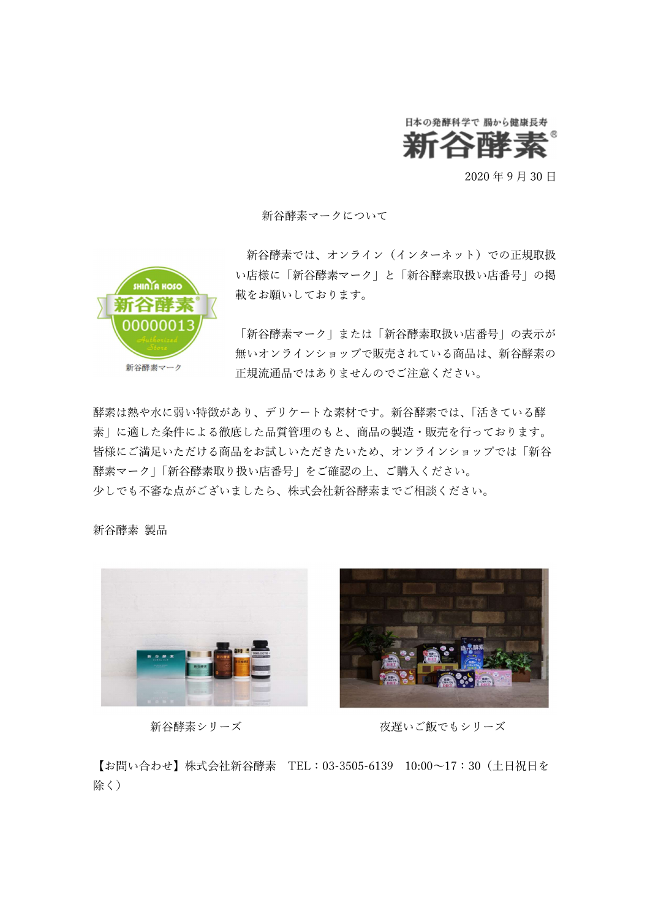日本の発酵科学で 腸から健康長寿

新谷酵素®

2020 年 9 月 30 日

# 新谷酵素マークについて

新谷酵素では、オンライン（インターネット）での正規取扱い店様に「新谷酵素マーク」と「新谷酵素取扱い店番号」の掲載をお願いしております。

SHINYA KOSO 新谷酵素® 00000013 Authorized Store

新谷酵素マーク

「新谷酵素マーク」または「新谷酵素取扱い店番号」の表示が無いオンラインショップで販売されている商品は、新谷酵素の正規流通品ではありませんのでご注意ください。

酵素は熱や水に弱い特徴があり、デリケートな素材です。新谷酵素では、「活きている酵素」に適した条件による徹底した品質管理のもと、商品の製造・販売を行っております。皆様にご満足いただける商品をお試しいただきたいため、オンラインショップでは「新谷酵素マーク」「新谷酵素取り扱い店番号」をご確認の上、ご購入ください。
少しでも不審な点がございましたら、株式会社新谷酵素までご相談ください。

新谷酵素 製品

新谷酵素シリーズ

夜遅いご飯でもシリーズ

【お問い合わせ】株式会社新谷酵素　TEL：03-3505-6139　10:00～17：30（土日祝日を除く）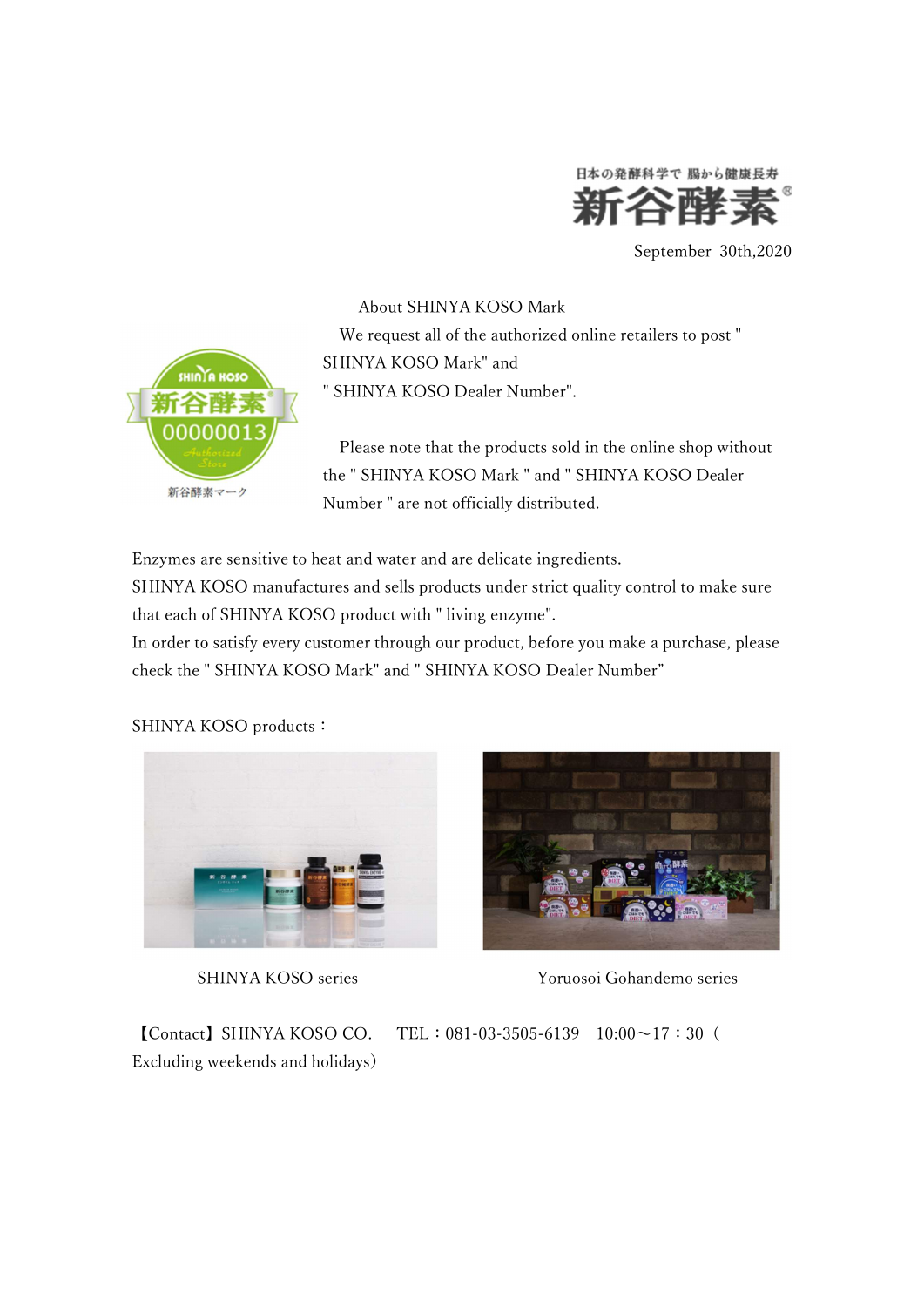日本の発酵科学で 腸から健康長寿

新谷酵素®

September 30th,2020

## About SHINYA KOSO Mark

We request all of the authorized online retailers to post " SHINYA KOSO Mark" and " SHINYA KOSO Dealer Number".

Please note that the products sold in the online shop without the " SHINYA KOSO Mark " and " SHINYA KOSO Dealer Number " are not officially distributed.

SHINYA KOSO 新谷酵素® 00000013 Authorized Store

新谷酵素マーク

Enzymes are sensitive to heat and water and are delicate ingredients.
SHINYA KOSO manufactures and sells products under strict quality control to make sure that each of SHINYA KOSO product with " living enzyme".
In order to satisfy every customer through our product, before you make a purchase, please check the " SHINYA KOSO Mark" and " SHINYA KOSO Dealer Number”

SHINYA KOSO products：

SHINYA KOSO series

Yoruosoi Gohandemo series

【Contact】SHINYA KOSO CO.　TEL：081-03-3505-6139　10:00～17：30（Excluding weekends and holidays）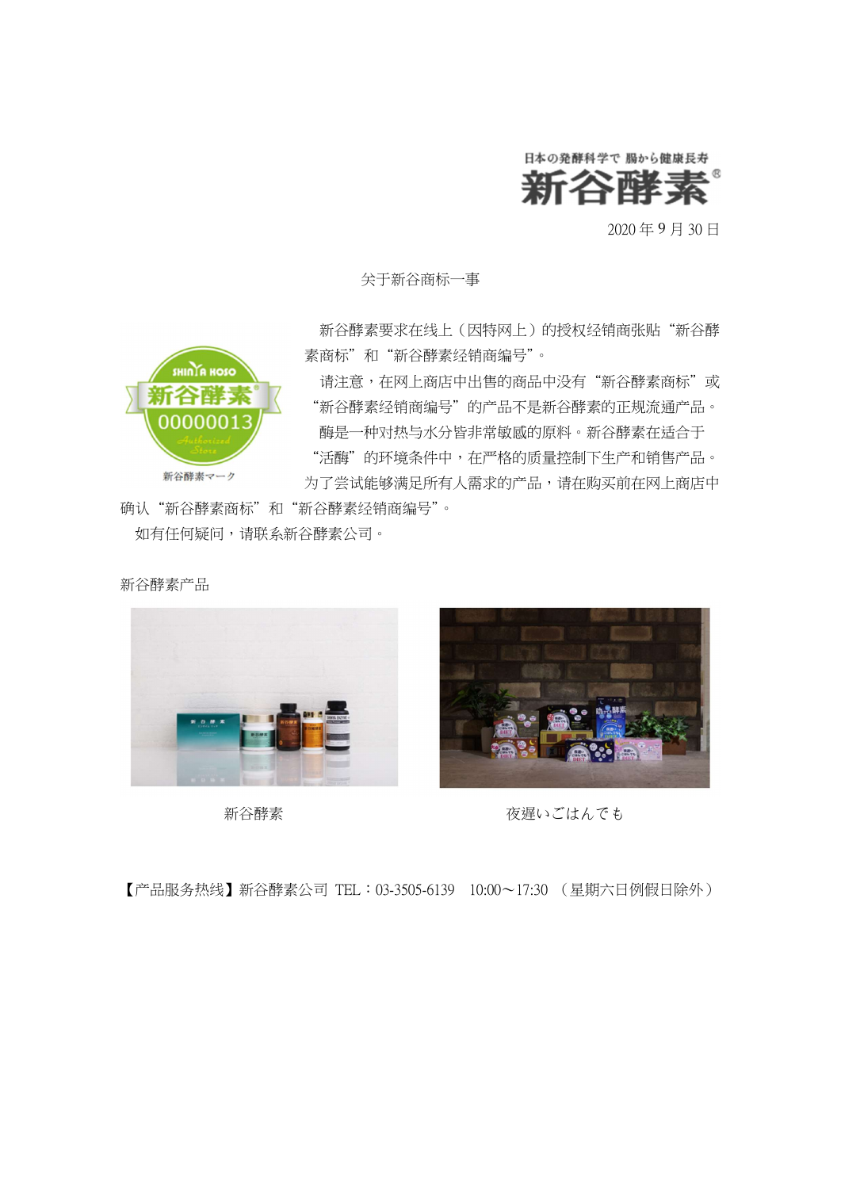日本の発酵科学で 腸から健康長寿

新谷酵素®

2020 年 9 月 30 日

关于新谷商标一事

新谷酵素要求在线上（因特网上）的授权经销商张贴“新谷酵素商标”和“新谷酵素经销商编号”。

请注意，在网上商店中出售的商品中没有“新谷酵素商标”或“新谷酵素经销商编号”的产品不是新谷酵素的正规流通产品。

酶是一种对热与水分皆非常敏感的原料。新谷酵素在适合于“活酶”的环境条件中，在严格的质量控制下生产和销售产品。为了尝试能够满足所有人需求的产品，请在购买前在网上商店中确认“新谷酵素商标”和“新谷酵素经销商编号”。

如有任何疑问，请联系新谷酵素公司。

新谷酵素マーク

新谷酵素产品

新谷酵素

夜遅いごはんでも

【产品服务热线】新谷酵素公司 TEL：03-3505-6139　10:00～17:30 （星期六日例假日除外）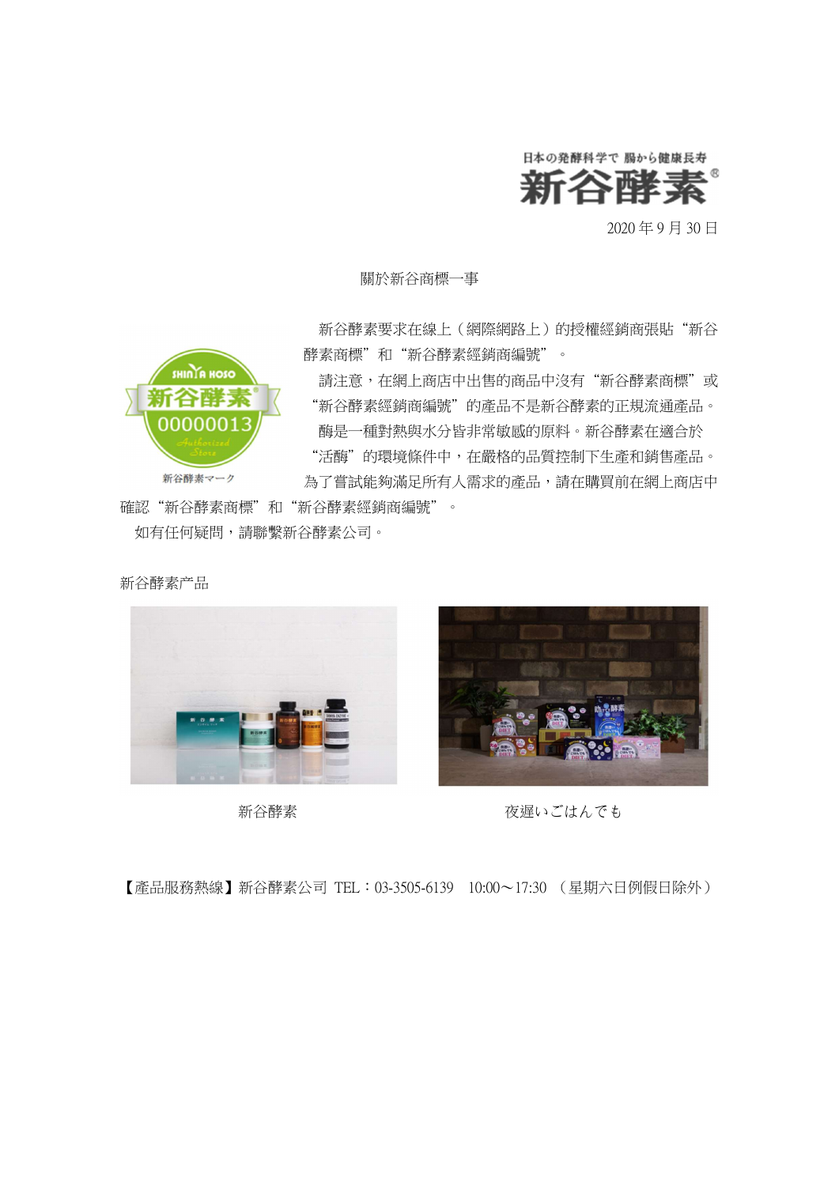日本の発酵科学で 腸から健康長寿

新谷酵素®

2020 年 9 月 30 日

## 關於新谷商標一事

新谷酵素要求在線上（網際網路上）的授權經銷商張貼“新谷酵素商標”和“新谷酵素經銷商編號”。

請注意，在網上商店中出售的商品中沒有“新谷酵素商標”或“新谷酵素經銷商編號”的產品不是新谷酵素的正規流通產品。

酶是一種對熱與水分皆非常敏感的原料。新谷酵素在適合於“活酶”的環境條件中，在嚴格的品質控制下生產和銷售產品。為了嘗試能夠滿足所有人需求的產品，請在購買前在網上商店中確認“新谷酵素商標”和“新谷酵素經銷商編號”。

SHINYA HOSO 新谷酵素 00000013 Authorized Store

新谷酵素マーク

如有任何疑問，請聯繫新谷酵素公司。

新谷酵素产品

新谷酵素

夜遅いごはんでも

【產品服務熱線】新谷酵素公司 TEL：03-3505-6139　10:00～17:30 （星期六日例假日除外）